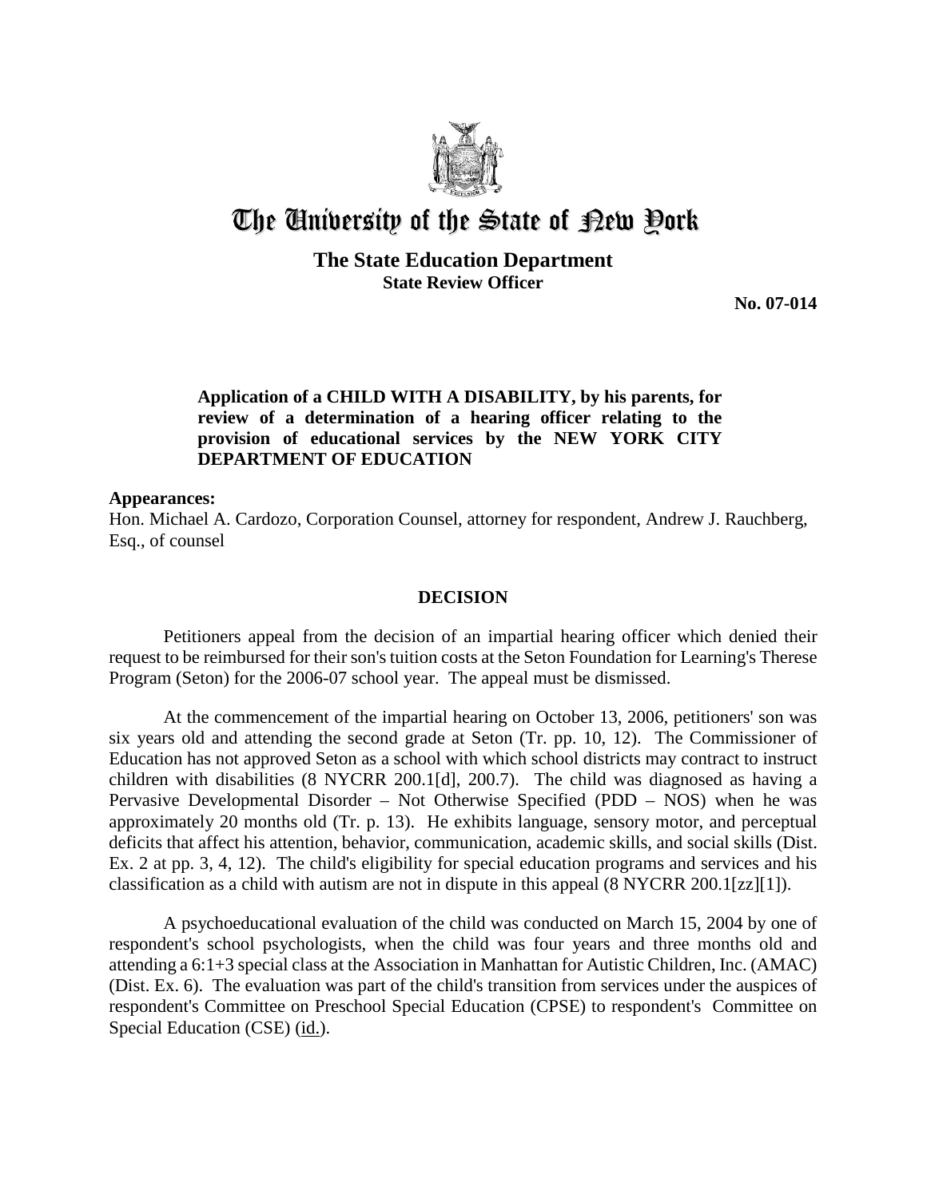# The University of the State of New York

## The State Education Department
### State Review Officer

**No. 07-014**

**Application of a CHILD WITH A DISABILITY, by his parents, for review of a determination of a hearing officer relating to the provision of educational services by the NEW YORK CITY DEPARTMENT OF EDUCATION**

**Appearances:**
Hon. Michael A. Cardozo, Corporation Counsel, attorney for respondent, Andrew J. Rauchberg, Esq., of counsel

## DECISION

Petitioners appeal from the decision of an impartial hearing officer which denied their request to be reimbursed for their son's tuition costs at the Seton Foundation for Learning's Therese Program (Seton) for the 2006-07 school year. The appeal must be dismissed.

At the commencement of the impartial hearing on October 13, 2006, petitioners' son was six years old and attending the second grade at Seton (Tr. pp. 10, 12). The Commissioner of Education has not approved Seton as a school with which school districts may contract to instruct children with disabilities (8 NYCRR 200.1[d], 200.7). The child was diagnosed as having a Pervasive Developmental Disorder – Not Otherwise Specified (PDD – NOS) when he was approximately 20 months old (Tr. p. 13). He exhibits language, sensory motor, and perceptual deficits that affect his attention, behavior, communication, academic skills, and social skills (Dist. Ex. 2 at pp. 3, 4, 12). The child's eligibility for special education programs and services and his classification as a child with autism are not in dispute in this appeal (8 NYCRR 200.1[zz][1]).

A psychoeducational evaluation of the child was conducted on March 15, 2004 by one of respondent's school psychologists, when the child was four years and three months old and attending a 6:1+3 special class at the Association in Manhattan for Autistic Children, Inc. (AMAC) (Dist. Ex. 6). The evaluation was part of the child's transition from services under the auspices of respondent's Committee on Preschool Special Education (CPSE) to respondent's Committee on Special Education (CSE) (id.).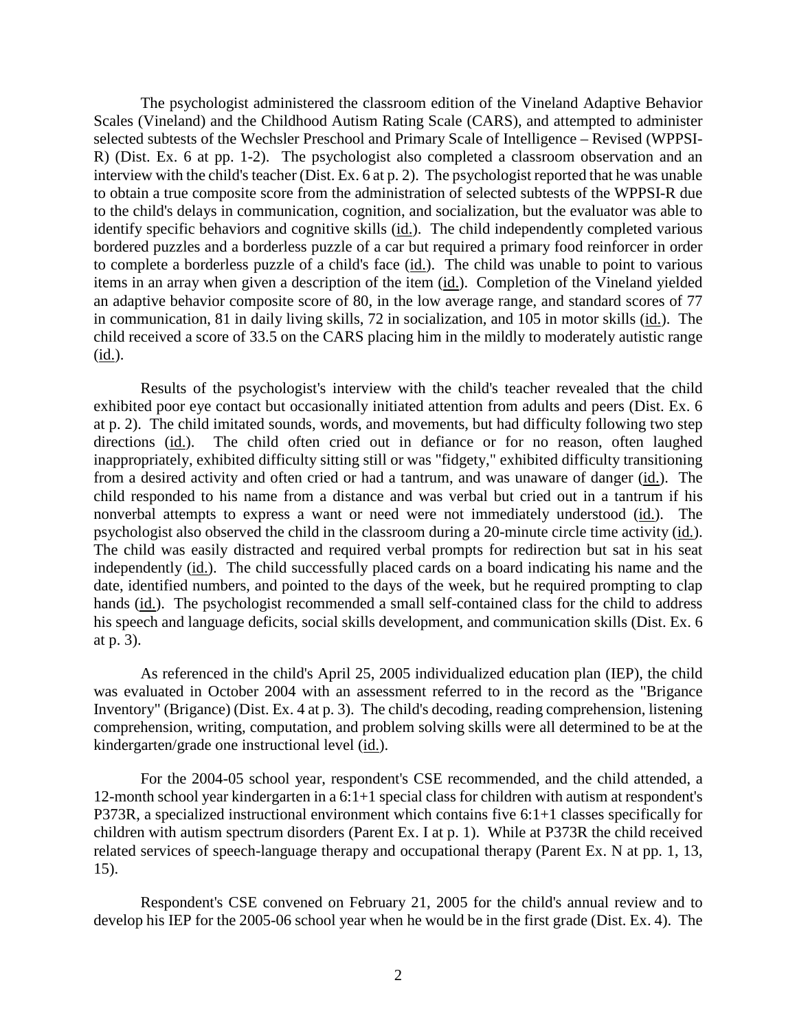The psychologist administered the classroom edition of the Vineland Adaptive Behavior Scales (Vineland) and the Childhood Autism Rating Scale (CARS), and attempted to administer selected subtests of the Wechsler Preschool and Primary Scale of Intelligence – Revised (WPPSI-R) (Dist. Ex. 6 at pp. 1-2). The psychologist also completed a classroom observation and an interview with the child's teacher (Dist. Ex. 6 at p. 2). The psychologist reported that he was unable to obtain a true composite score from the administration of selected subtests of the WPPSI-R due to the child's delays in communication, cognition, and socialization, but the evaluator was able to identify specific behaviors and cognitive skills (id.). The child independently completed various bordered puzzles and a borderless puzzle of a car but required a primary food reinforcer in order to complete a borderless puzzle of a child's face (id.). The child was unable to point to various items in an array when given a description of the item (id.). Completion of the Vineland yielded an adaptive behavior composite score of 80, in the low average range, and standard scores of 77 in communication, 81 in daily living skills, 72 in socialization, and 105 in motor skills (id.). The child received a score of 33.5 on the CARS placing him in the mildly to moderately autistic range (id.).

Results of the psychologist's interview with the child's teacher revealed that the child exhibited poor eye contact but occasionally initiated attention from adults and peers (Dist. Ex. 6 at p. 2). The child imitated sounds, words, and movements, but had difficulty following two step directions (id.). The child often cried out in defiance or for no reason, often laughed inappropriately, exhibited difficulty sitting still or was "fidgety," exhibited difficulty transitioning from a desired activity and often cried or had a tantrum, and was unaware of danger (id.). The child responded to his name from a distance and was verbal but cried out in a tantrum if his nonverbal attempts to express a want or need were not immediately understood (id.). The psychologist also observed the child in the classroom during a 20-minute circle time activity (id.). The child was easily distracted and required verbal prompts for redirection but sat in his seat independently (id.). The child successfully placed cards on a board indicating his name and the date, identified numbers, and pointed to the days of the week, but he required prompting to clap hands (id.). The psychologist recommended a small self-contained class for the child to address his speech and language deficits, social skills development, and communication skills (Dist. Ex. 6 at p. 3).

As referenced in the child's April 25, 2005 individualized education plan (IEP), the child was evaluated in October 2004 with an assessment referred to in the record as the "Brigance Inventory" (Brigance) (Dist. Ex. 4 at p. 3). The child's decoding, reading comprehension, listening comprehension, writing, computation, and problem solving skills were all determined to be at the kindergarten/grade one instructional level (id.).

For the 2004-05 school year, respondent's CSE recommended, and the child attended, a 12-month school year kindergarten in a 6:1+1 special class for children with autism at respondent's P373R, a specialized instructional environment which contains five 6:1+1 classes specifically for children with autism spectrum disorders (Parent Ex. I at p. 1). While at P373R the child received related services of speech-language therapy and occupational therapy (Parent Ex. N at pp. 1, 13, 15).

Respondent's CSE convened on February 21, 2005 for the child's annual review and to develop his IEP for the 2005-06 school year when he would be in the first grade (Dist. Ex. 4). The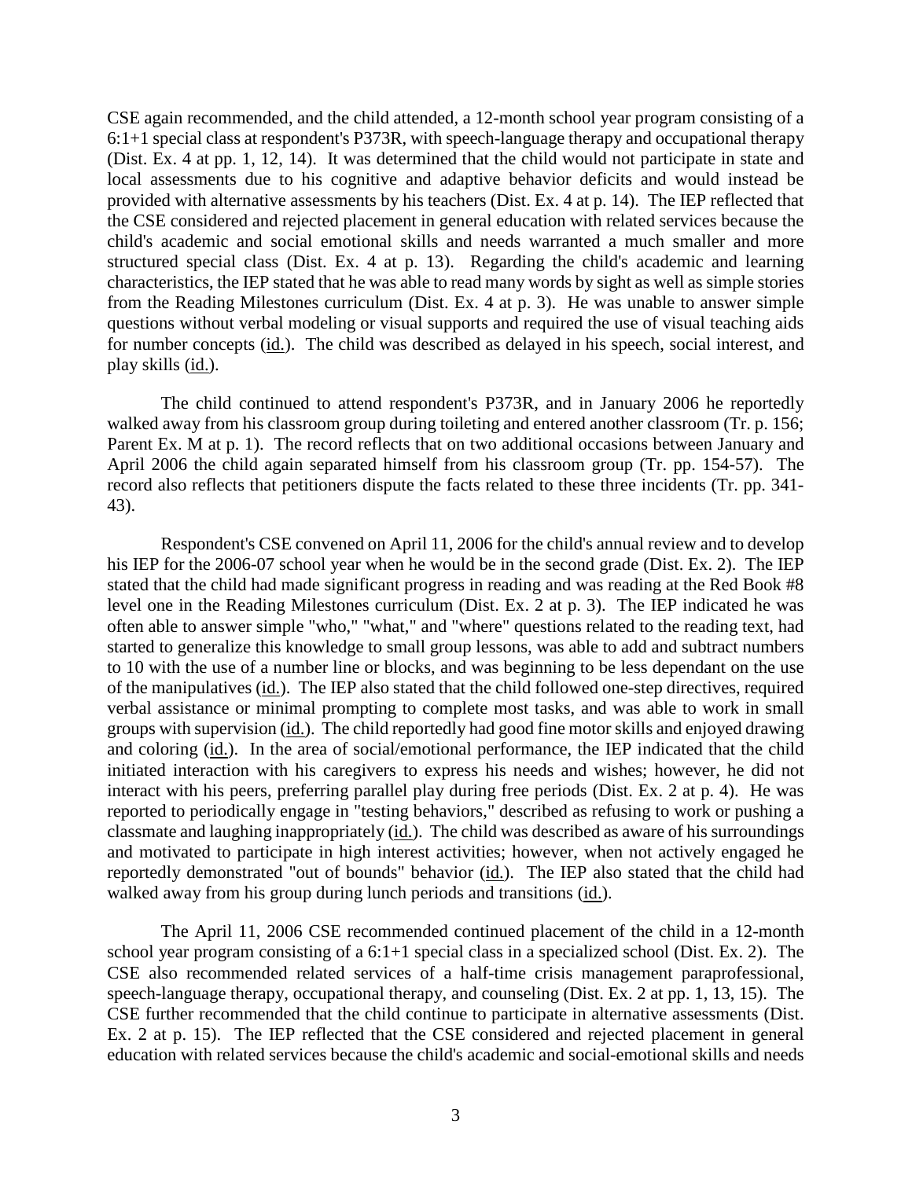CSE again recommended, and the child attended, a 12-month school year program consisting of a 6:1+1 special class at respondent's P373R, with speech-language therapy and occupational therapy (Dist. Ex. 4 at pp. 1, 12, 14). It was determined that the child would not participate in state and local assessments due to his cognitive and adaptive behavior deficits and would instead be provided with alternative assessments by his teachers (Dist. Ex. 4 at p. 14). The IEP reflected that the CSE considered and rejected placement in general education with related services because the child's academic and social emotional skills and needs warranted a much smaller and more structured special class (Dist. Ex. 4 at p. 13). Regarding the child's academic and learning characteristics, the IEP stated that he was able to read many words by sight as well as simple stories from the Reading Milestones curriculum (Dist. Ex. 4 at p. 3). He was unable to answer simple questions without verbal modeling or visual supports and required the use of visual teaching aids for number concepts (id.). The child was described as delayed in his speech, social interest, and play skills (id.).

The child continued to attend respondent's P373R, and in January 2006 he reportedly walked away from his classroom group during toileting and entered another classroom (Tr. p. 156; Parent Ex. M at p. 1). The record reflects that on two additional occasions between January and April 2006 the child again separated himself from his classroom group (Tr. pp. 154-57). The record also reflects that petitioners dispute the facts related to these three incidents (Tr. pp. 341-43).

Respondent's CSE convened on April 11, 2006 for the child's annual review and to develop his IEP for the 2006-07 school year when he would be in the second grade (Dist. Ex. 2). The IEP stated that the child had made significant progress in reading and was reading at the Red Book #8 level one in the Reading Milestones curriculum (Dist. Ex. 2 at p. 3). The IEP indicated he was often able to answer simple "who," "what," and "where" questions related to the reading text, had started to generalize this knowledge to small group lessons, was able to add and subtract numbers to 10 with the use of a number line or blocks, and was beginning to be less dependant on the use of the manipulatives (id.). The IEP also stated that the child followed one-step directives, required verbal assistance or minimal prompting to complete most tasks, and was able to work in small groups with supervision (id.). The child reportedly had good fine motor skills and enjoyed drawing and coloring (id.). In the area of social/emotional performance, the IEP indicated that the child initiated interaction with his caregivers to express his needs and wishes; however, he did not interact with his peers, preferring parallel play during free periods (Dist. Ex. 2 at p. 4). He was reported to periodically engage in "testing behaviors," described as refusing to work or pushing a classmate and laughing inappropriately (id.). The child was described as aware of his surroundings and motivated to participate in high interest activities; however, when not actively engaged he reportedly demonstrated "out of bounds" behavior (id.). The IEP also stated that the child had walked away from his group during lunch periods and transitions (id.).

The April 11, 2006 CSE recommended continued placement of the child in a 12-month school year program consisting of a 6:1+1 special class in a specialized school (Dist. Ex. 2). The CSE also recommended related services of a half-time crisis management paraprofessional, speech-language therapy, occupational therapy, and counseling (Dist. Ex. 2 at pp. 1, 13, 15). The CSE further recommended that the child continue to participate in alternative assessments (Dist. Ex. 2 at p. 15). The IEP reflected that the CSE considered and rejected placement in general education with related services because the child's academic and social-emotional skills and needs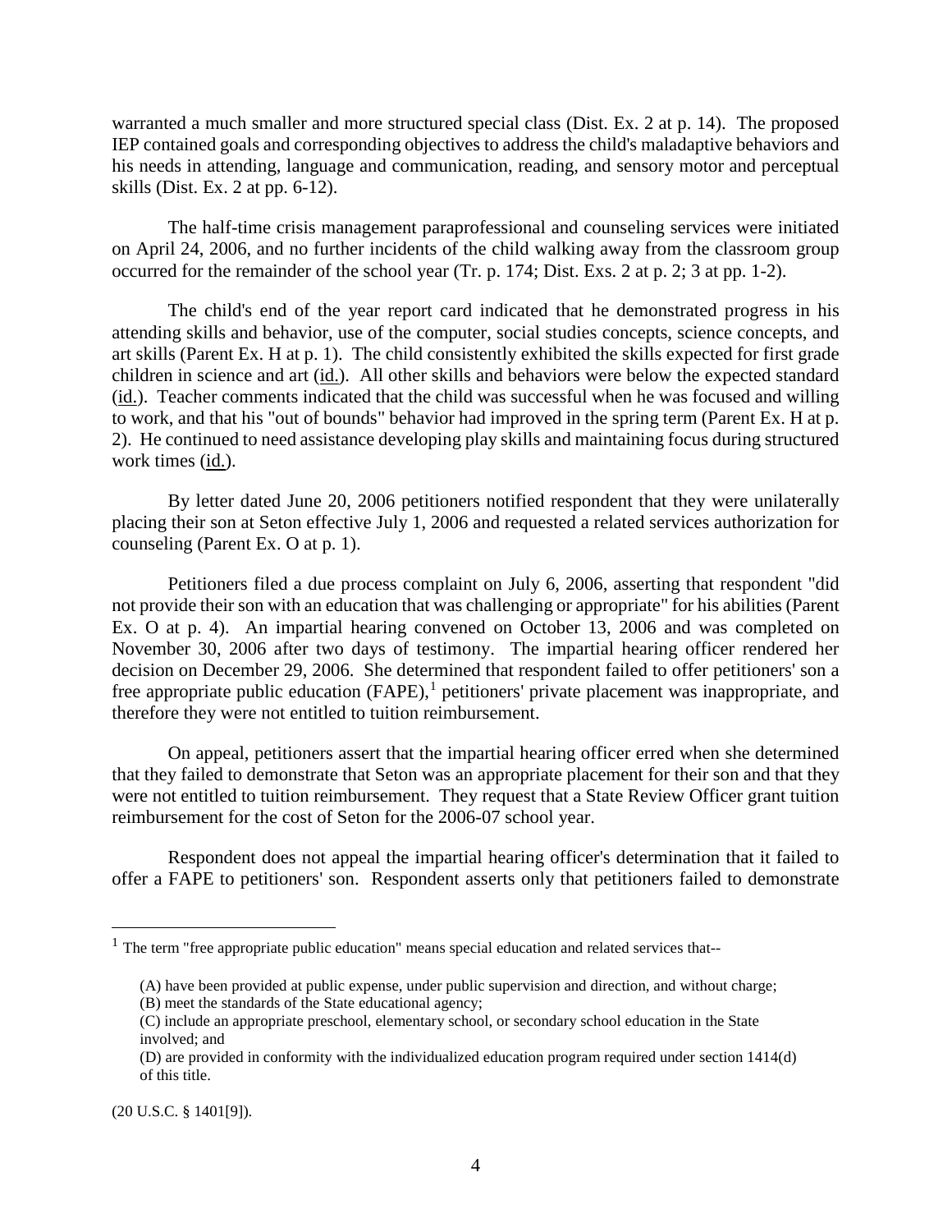warranted a much smaller and more structured special class (Dist. Ex. 2 at p. 14). The proposed IEP contained goals and corresponding objectives to address the child's maladaptive behaviors and his needs in attending, language and communication, reading, and sensory motor and perceptual skills (Dist. Ex. 2 at pp. 6-12).

The half-time crisis management paraprofessional and counseling services were initiated on April 24, 2006, and no further incidents of the child walking away from the classroom group occurred for the remainder of the school year (Tr. p. 174; Dist. Exs. 2 at p. 2; 3 at pp. 1-2).

The child's end of the year report card indicated that he demonstrated progress in his attending skills and behavior, use of the computer, social studies concepts, science concepts, and art skills (Parent Ex. H at p. 1). The child consistently exhibited the skills expected for first grade children in science and art (id.). All other skills and behaviors were below the expected standard (id.). Teacher comments indicated that the child was successful when he was focused and willing to work, and that his "out of bounds" behavior had improved in the spring term (Parent Ex. H at p. 2). He continued to need assistance developing play skills and maintaining focus during structured work times (id.).

By letter dated June 20, 2006 petitioners notified respondent that they were unilaterally placing their son at Seton effective July 1, 2006 and requested a related services authorization for counseling (Parent Ex. O at p. 1).

Petitioners filed a due process complaint on July 6, 2006, asserting that respondent "did not provide their son with an education that was challenging or appropriate" for his abilities (Parent Ex. O at p. 4). An impartial hearing convened on October 13, 2006 and was completed on November 30, 2006 after two days of testimony. The impartial hearing officer rendered her decision on December 29, 2006. She determined that respondent failed to offer petitioners' son a free appropriate public education (FAPE),[1] petitioners' private placement was inappropriate, and therefore they were not entitled to tuition reimbursement.

On appeal, petitioners assert that the impartial hearing officer erred when she determined that they failed to demonstrate that Seton was an appropriate placement for their son and that they were not entitled to tuition reimbursement. They request that a State Review Officer grant tuition reimbursement for the cost of Seton for the 2006-07 school year.

Respondent does not appeal the impartial hearing officer's determination that it failed to offer a FAPE to petitioners' son. Respondent asserts only that petitioners failed to demonstrate

---

[1] The term "free appropriate public education" means special education and related services that--

(A) have been provided at public expense, under public supervision and direction, and without charge;
(B) meet the standards of the State educational agency;
(C) include an appropriate preschool, elementary school, or secondary school education in the State involved; and
(D) are provided in conformity with the individualized education program required under section 1414(d) of this title.

(20 U.S.C. § 1401[9]).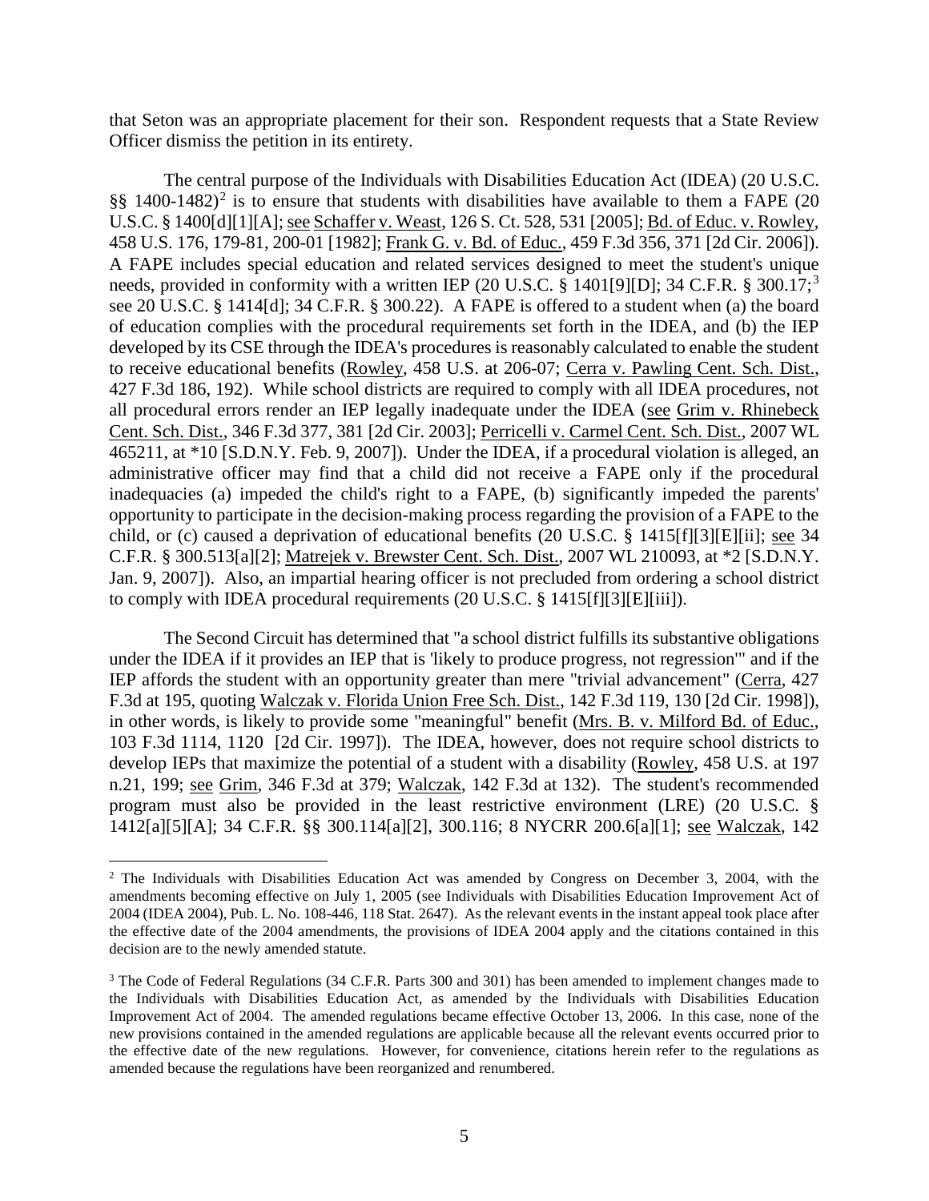that Seton was an appropriate placement for their son. Respondent requests that a State Review Officer dismiss the petition in its entirety.

The central purpose of the Individuals with Disabilities Education Act (IDEA) (20 U.S.C. §§ 1400-1482)[2] is to ensure that students with disabilities have available to them a FAPE (20 U.S.C. § 1400[d][1][A]; see Schaffer v. Weast, 126 S. Ct. 528, 531 [2005]; Bd. of Educ. v. Rowley, 458 U.S. 176, 179-81, 200-01 [1982]; Frank G. v. Bd. of Educ., 459 F.3d 356, 371 [2d Cir. 2006]). A FAPE includes special education and related services designed to meet the student's unique needs, provided in conformity with a written IEP (20 U.S.C. § 1401[9][D]; 34 C.F.R. § 300.17;[3] see 20 U.S.C. § 1414[d]; 34 C.F.R. § 300.22). A FAPE is offered to a student when (a) the board of education complies with the procedural requirements set forth in the IDEA, and (b) the IEP developed by its CSE through the IDEA's procedures is reasonably calculated to enable the student to receive educational benefits (Rowley, 458 U.S. at 206-07; Cerra v. Pawling Cent. Sch. Dist., 427 F.3d 186, 192). While school districts are required to comply with all IDEA procedures, not all procedural errors render an IEP legally inadequate under the IDEA (see Grim v. Rhinebeck Cent. Sch. Dist., 346 F.3d 377, 381 [2d Cir. 2003]; Perricelli v. Carmel Cent. Sch. Dist., 2007 WL 465211, at *10 [S.D.N.Y. Feb. 9, 2007]). Under the IDEA, if a procedural violation is alleged, an administrative officer may find that a child did not receive a FAPE only if the procedural inadequacies (a) impeded the child's right to a FAPE, (b) significantly impeded the parents' opportunity to participate in the decision-making process regarding the provision of a FAPE to the child, or (c) caused a deprivation of educational benefits (20 U.S.C. § 1415[f][3][E][ii]; see 34 C.F.R. § 300.513[a][2]; Matrejek v. Brewster Cent. Sch. Dist., 2007 WL 210093, at *2 [S.D.N.Y. Jan. 9, 2007]). Also, an impartial hearing officer is not precluded from ordering a school district to comply with IDEA procedural requirements (20 U.S.C. § 1415[f][3][E][iii]).

The Second Circuit has determined that "a school district fulfills its substantive obligations under the IDEA if it provides an IEP that is 'likely to produce progress, not regression'" and if the IEP affords the student with an opportunity greater than mere "trivial advancement" (Cerra, 427 F.3d at 195, quoting Walczak v. Florida Union Free Sch. Dist., 142 F.3d 119, 130 [2d Cir. 1998]), in other words, is likely to provide some "meaningful" benefit (Mrs. B. v. Milford Bd. of Educ., 103 F.3d 1114, 1120 [2d Cir. 1997]). The IDEA, however, does not require school districts to develop IEPs that maximize the potential of a student with a disability (Rowley, 458 U.S. at 197 n.21, 199; see Grim, 346 F.3d at 379; Walczak, 142 F.3d at 132). The student's recommended program must also be provided in the least restrictive environment (LRE) (20 U.S.C. § 1412[a][5][A]; 34 C.F.R. §§ 300.114[a][2], 300.116; 8 NYCRR 200.6[a][1]; see Walczak, 142

---

[2] The Individuals with Disabilities Education Act was amended by Congress on December 3, 2004, with the amendments becoming effective on July 1, 2005 (see Individuals with Disabilities Education Improvement Act of 2004 (IDEA 2004), Pub. L. No. 108-446, 118 Stat. 2647). As the relevant events in the instant appeal took place after the effective date of the 2004 amendments, the provisions of IDEA 2004 apply and the citations contained in this decision are to the newly amended statute.

[3] The Code of Federal Regulations (34 C.F.R. Parts 300 and 301) has been amended to implement changes made to the Individuals with Disabilities Education Act, as amended by the Individuals with Disabilities Education Improvement Act of 2004. The amended regulations became effective October 13, 2006. In this case, none of the new provisions contained in the amended regulations are applicable because all the relevant events occurred prior to the effective date of the new regulations. However, for convenience, citations herein refer to the regulations as amended because the regulations have been reorganized and renumbered.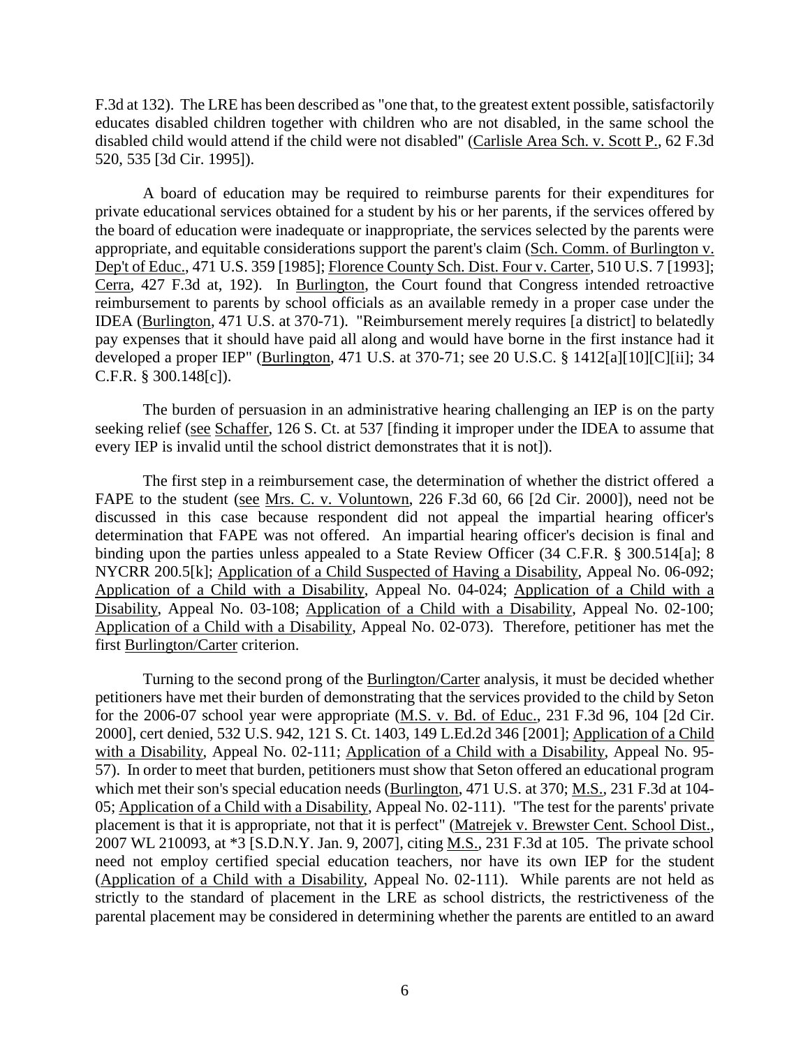F.3d at 132). The LRE has been described as "one that, to the greatest extent possible, satisfactorily educates disabled children together with children who are not disabled, in the same school the disabled child would attend if the child were not disabled" (Carlisle Area Sch. v. Scott P., 62 F.3d 520, 535 [3d Cir. 1995]).

A board of education may be required to reimburse parents for their expenditures for private educational services obtained for a student by his or her parents, if the services offered by the board of education were inadequate or inappropriate, the services selected by the parents were appropriate, and equitable considerations support the parent's claim (Sch. Comm. of Burlington v. Dep't of Educ., 471 U.S. 359 [1985]; Florence County Sch. Dist. Four v. Carter, 510 U.S. 7 [1993]; Cerra, 427 F.3d at, 192). In Burlington, the Court found that Congress intended retroactive reimbursement to parents by school officials as an available remedy in a proper case under the IDEA (Burlington, 471 U.S. at 370-71). "Reimbursement merely requires [a district] to belatedly pay expenses that it should have paid all along and would have borne in the first instance had it developed a proper IEP" (Burlington, 471 U.S. at 370-71; see 20 U.S.C. § 1412[a][10][C][ii]; 34 C.F.R. § 300.148[c]).

The burden of persuasion in an administrative hearing challenging an IEP is on the party seeking relief (see Schaffer, 126 S. Ct. at 537 [finding it improper under the IDEA to assume that every IEP is invalid until the school district demonstrates that it is not]).

The first step in a reimbursement case, the determination of whether the district offered a FAPE to the student (see Mrs. C. v. Voluntown, 226 F.3d 60, 66 [2d Cir. 2000]), need not be discussed in this case because respondent did not appeal the impartial hearing officer's determination that FAPE was not offered. An impartial hearing officer's decision is final and binding upon the parties unless appealed to a State Review Officer (34 C.F.R. § 300.514[a]; 8 NYCRR 200.5[k]; Application of a Child Suspected of Having a Disability, Appeal No. 06-092; Application of a Child with a Disability, Appeal No. 04-024; Application of a Child with a Disability, Appeal No. 03-108; Application of a Child with a Disability, Appeal No. 02-100; Application of a Child with a Disability, Appeal No. 02-073). Therefore, petitioner has met the first Burlington/Carter criterion.

Turning to the second prong of the Burlington/Carter analysis, it must be decided whether petitioners have met their burden of demonstrating that the services provided to the child by Seton for the 2006-07 school year were appropriate (M.S. v. Bd. of Educ., 231 F.3d 96, 104 [2d Cir. 2000], cert denied, 532 U.S. 942, 121 S. Ct. 1403, 149 L.Ed.2d 346 [2001]; Application of a Child with a Disability, Appeal No. 02-111; Application of a Child with a Disability, Appeal No. 95-57). In order to meet that burden, petitioners must show that Seton offered an educational program which met their son's special education needs (Burlington, 471 U.S. at 370; M.S., 231 F.3d at 104-05; Application of a Child with a Disability, Appeal No. 02-111). "The test for the parents' private placement is that it is appropriate, not that it is perfect" (Matrejek v. Brewster Cent. School Dist., 2007 WL 210093, at *3 [S.D.N.Y. Jan. 9, 2007], citing M.S., 231 F.3d at 105. The private school need not employ certified special education teachers, nor have its own IEP for the student (Application of a Child with a Disability, Appeal No. 02-111). While parents are not held as strictly to the standard of placement in the LRE as school districts, the restrictiveness of the parental placement may be considered in determining whether the parents are entitled to an award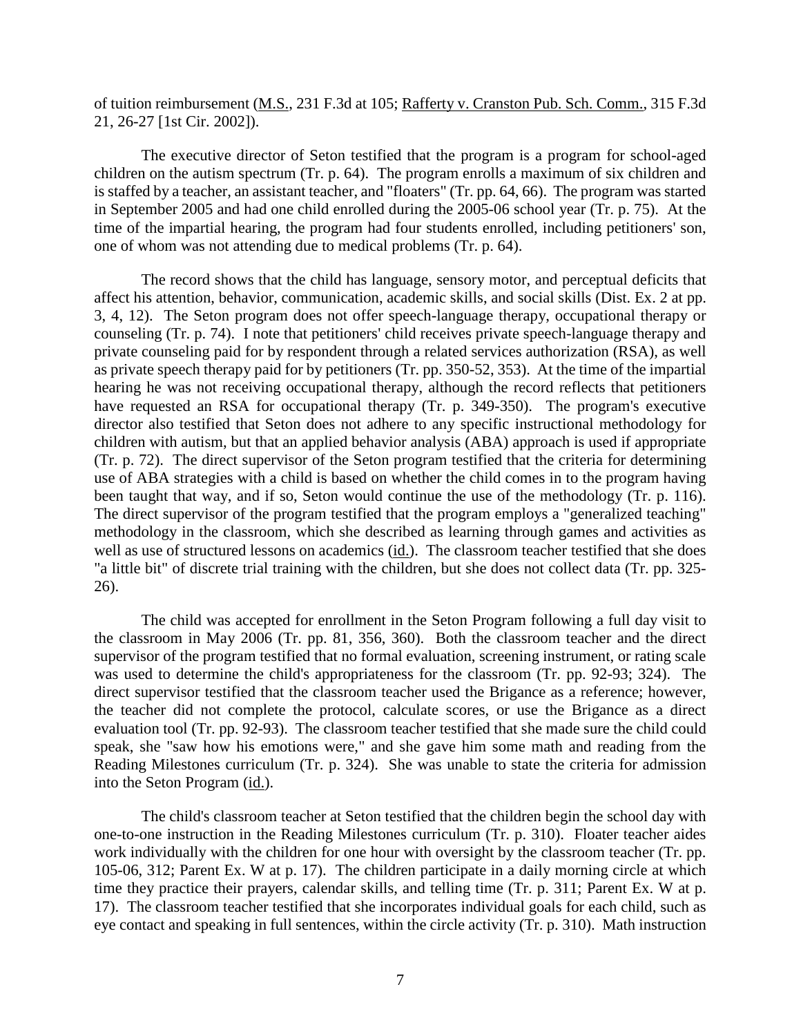of tuition reimbursement (M.S., 231 F.3d at 105; Rafferty v. Cranston Pub. Sch. Comm., 315 F.3d 21, 26-27 [1st Cir. 2002]).

The executive director of Seton testified that the program is a program for school-aged children on the autism spectrum (Tr. p. 64). The program enrolls a maximum of six children and is staffed by a teacher, an assistant teacher, and "floaters" (Tr. pp. 64, 66). The program was started in September 2005 and had one child enrolled during the 2005-06 school year (Tr. p. 75). At the time of the impartial hearing, the program had four students enrolled, including petitioners' son, one of whom was not attending due to medical problems (Tr. p. 64).

The record shows that the child has language, sensory motor, and perceptual deficits that affect his attention, behavior, communication, academic skills, and social skills (Dist. Ex. 2 at pp. 3, 4, 12). The Seton program does not offer speech-language therapy, occupational therapy or counseling (Tr. p. 74). I note that petitioners' child receives private speech-language therapy and private counseling paid for by respondent through a related services authorization (RSA), as well as private speech therapy paid for by petitioners (Tr. pp. 350-52, 353). At the time of the impartial hearing he was not receiving occupational therapy, although the record reflects that petitioners have requested an RSA for occupational therapy (Tr. p. 349-350). The program's executive director also testified that Seton does not adhere to any specific instructional methodology for children with autism, but that an applied behavior analysis (ABA) approach is used if appropriate (Tr. p. 72). The direct supervisor of the Seton program testified that the criteria for determining use of ABA strategies with a child is based on whether the child comes in to the program having been taught that way, and if so, Seton would continue the use of the methodology (Tr. p. 116). The direct supervisor of the program testified that the program employs a "generalized teaching" methodology in the classroom, which she described as learning through games and activities as well as use of structured lessons on academics (id.). The classroom teacher testified that she does "a little bit" of discrete trial training with the children, but she does not collect data (Tr. pp. 325-26).

The child was accepted for enrollment in the Seton Program following a full day visit to the classroom in May 2006 (Tr. pp. 81, 356, 360). Both the classroom teacher and the direct supervisor of the program testified that no formal evaluation, screening instrument, or rating scale was used to determine the child's appropriateness for the classroom (Tr. pp. 92-93; 324). The direct supervisor testified that the classroom teacher used the Brigance as a reference; however, the teacher did not complete the protocol, calculate scores, or use the Brigance as a direct evaluation tool (Tr. pp. 92-93). The classroom teacher testified that she made sure the child could speak, she "saw how his emotions were," and she gave him some math and reading from the Reading Milestones curriculum (Tr. p. 324). She was unable to state the criteria for admission into the Seton Program (id.).

The child's classroom teacher at Seton testified that the children begin the school day with one-to-one instruction in the Reading Milestones curriculum (Tr. p. 310). Floater teacher aides work individually with the children for one hour with oversight by the classroom teacher (Tr. pp. 105-06, 312; Parent Ex. W at p. 17). The children participate in a daily morning circle at which time they practice their prayers, calendar skills, and telling time (Tr. p. 311; Parent Ex. W at p. 17). The classroom teacher testified that she incorporates individual goals for each child, such as eye contact and speaking in full sentences, within the circle activity (Tr. p. 310). Math instruction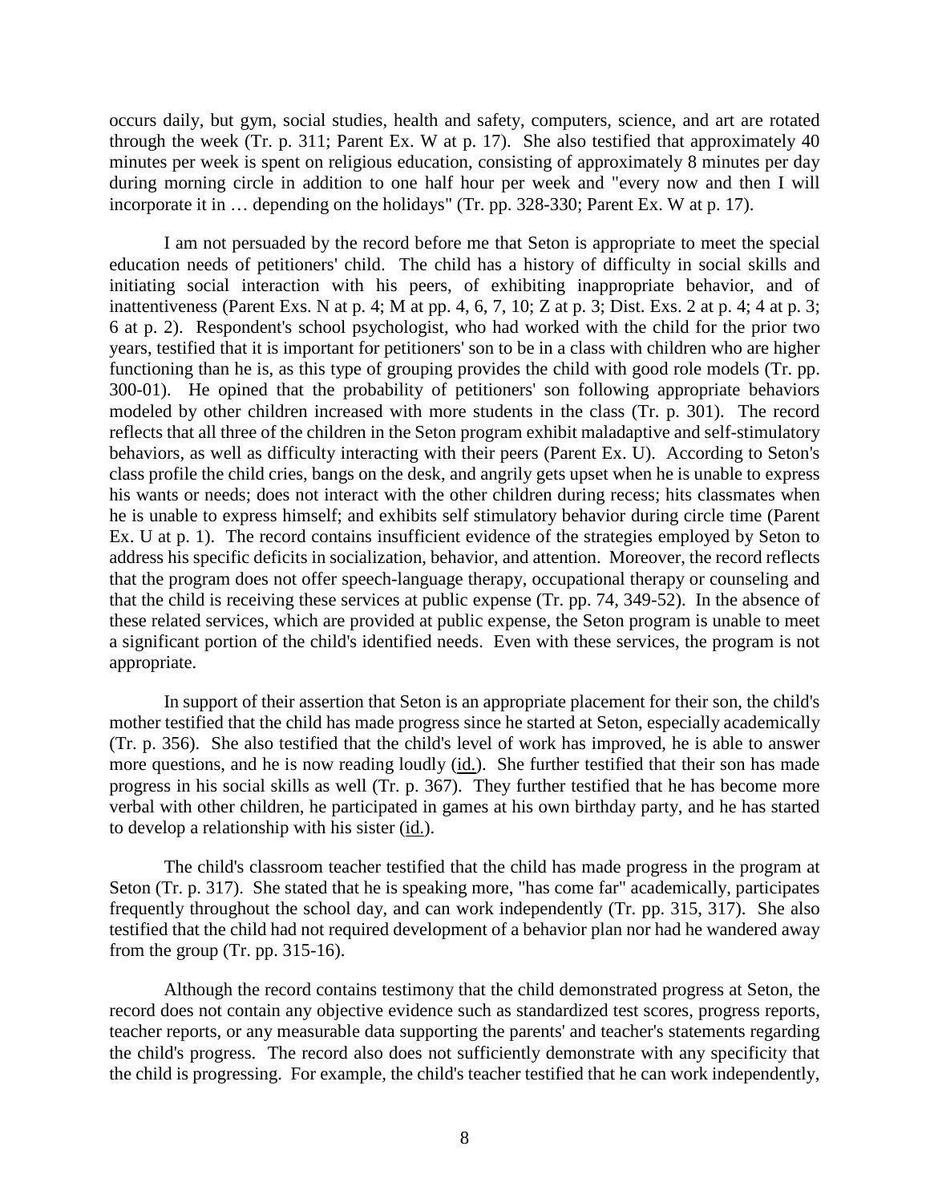occurs daily, but gym, social studies, health and safety, computers, science, and art are rotated through the week (Tr. p. 311; Parent Ex. W at p. 17). She also testified that approximately 40 minutes per week is spent on religious education, consisting of approximately 8 minutes per day during morning circle in addition to one half hour per week and "every now and then I will incorporate it in … depending on the holidays" (Tr. pp. 328-330; Parent Ex. W at p. 17).

I am not persuaded by the record before me that Seton is appropriate to meet the special education needs of petitioners' child. The child has a history of difficulty in social skills and initiating social interaction with his peers, of exhibiting inappropriate behavior, and of inattentiveness (Parent Exs. N at p. 4; M at pp. 4, 6, 7, 10; Z at p. 3; Dist. Exs. 2 at p. 4; 4 at p. 3; 6 at p. 2). Respondent's school psychologist, who had worked with the child for the prior two years, testified that it is important for petitioners' son to be in a class with children who are higher functioning than he is, as this type of grouping provides the child with good role models (Tr. pp. 300-01). He opined that the probability of petitioners' son following appropriate behaviors modeled by other children increased with more students in the class (Tr. p. 301). The record reflects that all three of the children in the Seton program exhibit maladaptive and self-stimulatory behaviors, as well as difficulty interacting with their peers (Parent Ex. U). According to Seton's class profile the child cries, bangs on the desk, and angrily gets upset when he is unable to express his wants or needs; does not interact with the other children during recess; hits classmates when he is unable to express himself; and exhibits self stimulatory behavior during circle time (Parent Ex. U at p. 1). The record contains insufficient evidence of the strategies employed by Seton to address his specific deficits in socialization, behavior, and attention. Moreover, the record reflects that the program does not offer speech-language therapy, occupational therapy or counseling and that the child is receiving these services at public expense (Tr. pp. 74, 349-52). In the absence of these related services, which are provided at public expense, the Seton program is unable to meet a significant portion of the child's identified needs. Even with these services, the program is not appropriate.

In support of their assertion that Seton is an appropriate placement for their son, the child's mother testified that the child has made progress since he started at Seton, especially academically (Tr. p. 356). She also testified that the child's level of work has improved, he is able to answer more questions, and he is now reading loudly (id.). She further testified that their son has made progress in his social skills as well (Tr. p. 367). They further testified that he has become more verbal with other children, he participated in games at his own birthday party, and he has started to develop a relationship with his sister (id.).

The child's classroom teacher testified that the child has made progress in the program at Seton (Tr. p. 317). She stated that he is speaking more, "has come far" academically, participates frequently throughout the school day, and can work independently (Tr. pp. 315, 317). She also testified that the child had not required development of a behavior plan nor had he wandered away from the group (Tr. pp. 315-16).

Although the record contains testimony that the child demonstrated progress at Seton, the record does not contain any objective evidence such as standardized test scores, progress reports, teacher reports, or any measurable data supporting the parents' and teacher's statements regarding the child's progress. The record also does not sufficiently demonstrate with any specificity that the child is progressing. For example, the child's teacher testified that he can work independently,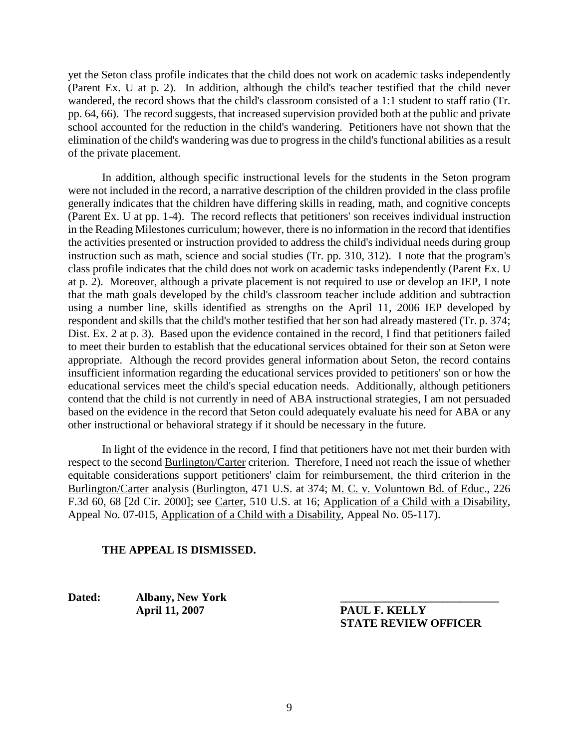yet the Seton class profile indicates that the child does not work on academic tasks independently (Parent Ex. U at p. 2). In addition, although the child's teacher testified that the child never wandered, the record shows that the child's classroom consisted of a 1:1 student to staff ratio (Tr. pp. 64, 66). The record suggests, that increased supervision provided both at the public and private school accounted for the reduction in the child's wandering. Petitioners have not shown that the elimination of the child's wandering was due to progress in the child's functional abilities as a result of the private placement.

In addition, although specific instructional levels for the students in the Seton program were not included in the record, a narrative description of the children provided in the class profile generally indicates that the children have differing skills in reading, math, and cognitive concepts (Parent Ex. U at pp. 1-4). The record reflects that petitioners' son receives individual instruction in the Reading Milestones curriculum; however, there is no information in the record that identifies the activities presented or instruction provided to address the child's individual needs during group instruction such as math, science and social studies (Tr. pp. 310, 312). I note that the program's class profile indicates that the child does not work on academic tasks independently (Parent Ex. U at p. 2). Moreover, although a private placement is not required to use or develop an IEP, I note that the math goals developed by the child's classroom teacher include addition and subtraction using a number line, skills identified as strengths on the April 11, 2006 IEP developed by respondent and skills that the child's mother testified that her son had already mastered (Tr. p. 374; Dist. Ex. 2 at p. 3). Based upon the evidence contained in the record, I find that petitioners failed to meet their burden to establish that the educational services obtained for their son at Seton were appropriate. Although the record provides general information about Seton, the record contains insufficient information regarding the educational services provided to petitioners' son or how the educational services meet the child's special education needs. Additionally, although petitioners contend that the child is not currently in need of ABA instructional strategies, I am not persuaded based on the evidence in the record that Seton could adequately evaluate his need for ABA or any other instructional or behavioral strategy if it should be necessary in the future.

In light of the evidence in the record, I find that petitioners have not met their burden with respect to the second Burlington/Carter criterion. Therefore, I need not reach the issue of whether equitable considerations support petitioners' claim for reimbursement, the third criterion in the Burlington/Carter analysis (Burlington, 471 U.S. at 374; M. C. v. Voluntown Bd. of Educ., 226 F.3d 60, 68 [2d Cir. 2000]; see Carter, 510 U.S. at 16; Application of a Child with a Disability, Appeal No. 07-015, Application of a Child with a Disability, Appeal No. 05-117).

**THE APPEAL IS DISMISSED.**

**Dated:** **Albany, New York**
**April 11, 2007**

\_\_\_\_\_\_\_\_\_\_\_\_\_\_\_\_\_\_\_\_\_\_\_\_\_\_\_\_\_\_
**PAUL F. KELLY**
**STATE REVIEW OFFICER**